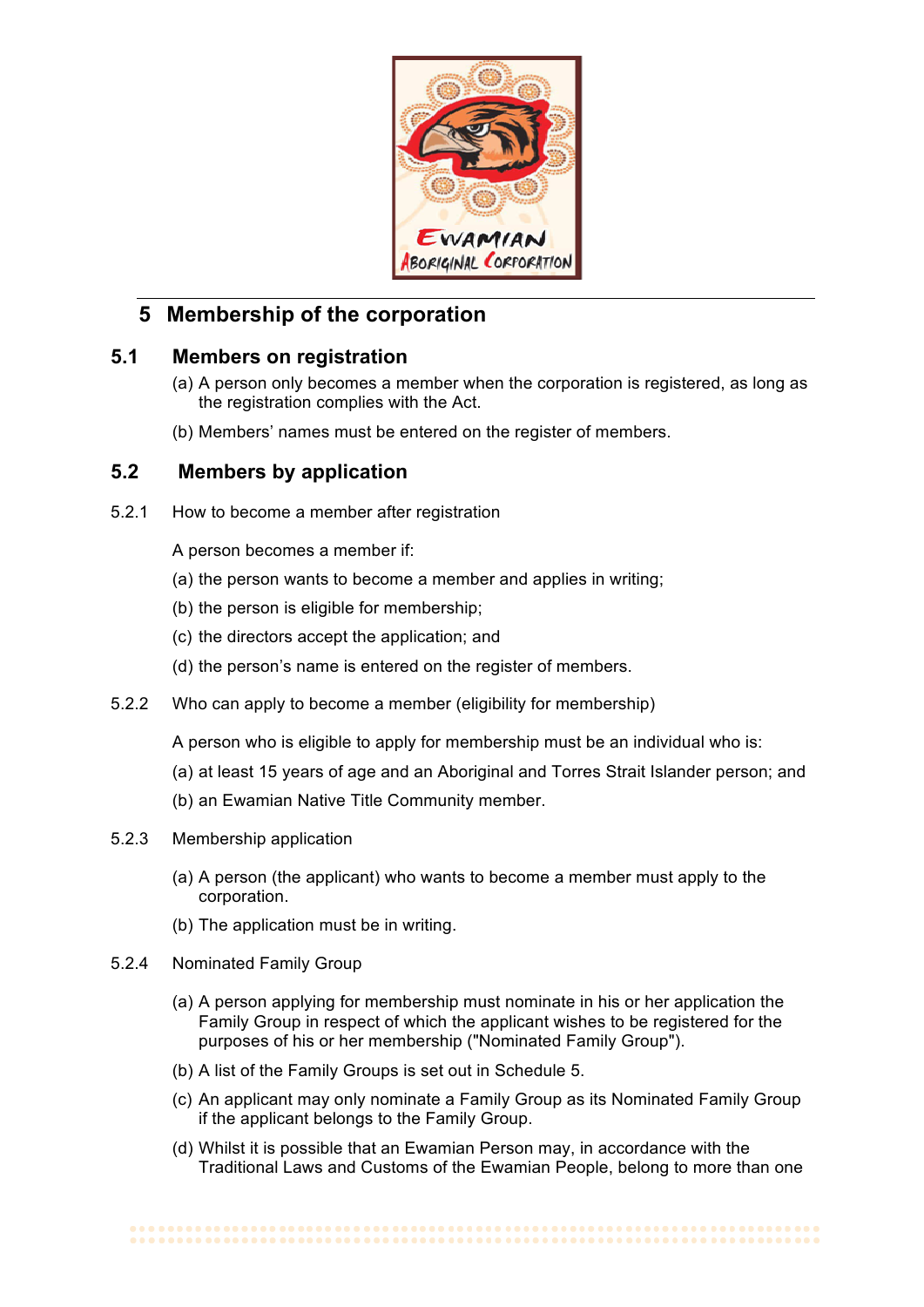## 5 Membership of the corporation

### 5.1 Members on registration

(a) A person only becomes a member when the corporation is registered, as long as the registration complies with the Act.

(b) Members' names must be entered on the register of members.

### 5.2 Members by application

5.2.1 How to become a member after registration

A person becomes a member if:

(a) the person wants to become a member and applies in writing;

(b) the person is eligible for membership;

(c) the directors accept the application; and

(d) the person's name is entered on the register of members.

5.2.2 Who can apply to become a member (eligibility for membership)

A person who is eligible to apply for membership must be an individual who is:

(a) at least 15 years of age and an Aboriginal and Torres Strait Islander person; and

(b) an Ewamian Native Title Community member.

5.2.3 Membership application

(a) A person (the applicant) who wants to become a member must apply to the corporation.

(b) The application must be in writing.

5.2.4 Nominated Family Group

(a) A person applying for membership must nominate in his or her application the Family Group in respect of which the applicant wishes to be registered for the purposes of his or her membership ("Nominated Family Group").

(b) A list of the Family Groups is set out in Schedule 5.

(c) An applicant may only nominate a Family Group as its Nominated Family Group if the applicant belongs to the Family Group.

(d) Whilst it is possible that an Ewamian Person may, in accordance with the Traditional Laws and Customs of the Ewamian People, belong to more than one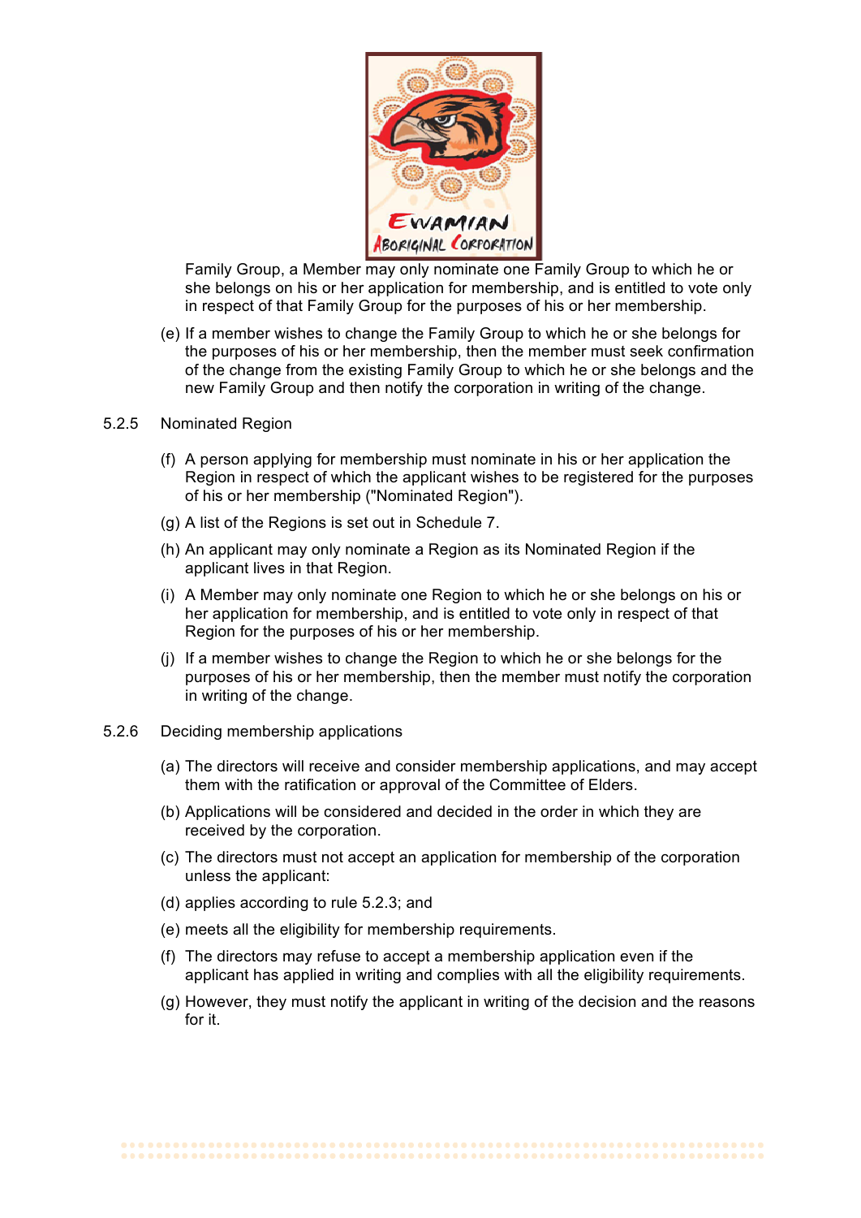Family Group, a Member may only nominate one Family Group to which he or she belongs on his or her application for membership, and is entitled to vote only in respect of that Family Group for the purposes of his or her membership.

(e) If a member wishes to change the Family Group to which he or she belongs for the purposes of his or her membership, then the member must seek confirmation of the change from the existing Family Group to which he or she belongs and the new Family Group and then notify the corporation in writing of the change.

5.2.5 Nominated Region

(f) A person applying for membership must nominate in his or her application the Region in respect of which the applicant wishes to be registered for the purposes of his or her membership ("Nominated Region").

(g) A list of the Regions is set out in Schedule 7.

(h) An applicant may only nominate a Region as its Nominated Region if the applicant lives in that Region.

(i) A Member may only nominate one Region to which he or she belongs on his or her application for membership, and is entitled to vote only in respect of that Region for the purposes of his or her membership.

(j) If a member wishes to change the Region to which he or she belongs for the purposes of his or her membership, then the member must notify the corporation in writing of the change.

5.2.6 Deciding membership applications

(a) The directors will receive and consider membership applications, and may accept them with the ratification or approval of the Committee of Elders.

(b) Applications will be considered and decided in the order in which they are received by the corporation.

(c) The directors must not accept an application for membership of the corporation unless the applicant:

(d) applies according to rule 5.2.3; and

(e) meets all the eligibility for membership requirements.

(f) The directors may refuse to accept a membership application even if the applicant has applied in writing and complies with all the eligibility requirements.

(g) However, they must notify the applicant in writing of the decision and the reasons for it.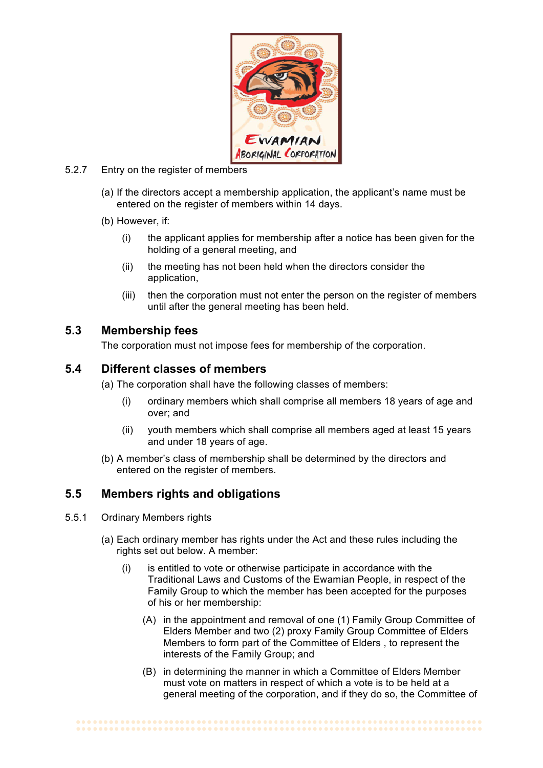5.2.7 Entry on the register of members

(a) If the directors accept a membership application, the applicant's name must be entered on the register of members within 14 days.

(b) However, if:

(i) the applicant applies for membership after a notice has been given for the holding of a general meeting, and

(ii) the meeting has not been held when the directors consider the application,

(iii) then the corporation must not enter the person on the register of members until after the general meeting has been held.

## 5.3 Membership fees

The corporation must not impose fees for membership of the corporation.

## 5.4 Different classes of members

(a) The corporation shall have the following classes of members:

(i) ordinary members which shall comprise all members 18 years of age and over; and

(ii) youth members which shall comprise all members aged at least 15 years and under 18 years of age.

(b) A member's class of membership shall be determined by the directors and entered on the register of members.

## 5.5 Members rights and obligations

5.5.1 Ordinary Members rights

(a) Each ordinary member has rights under the Act and these rules including the rights set out below. A member:

(i) is entitled to vote or otherwise participate in accordance with the Traditional Laws and Customs of the Ewamian People, in respect of the Family Group to which the member has been accepted for the purposes of his or her membership:

(A) in the appointment and removal of one (1) Family Group Committee of Elders Member and two (2) proxy Family Group Committee of Elders Members to form part of the Committee of Elders , to represent the interests of the Family Group; and

(B) in determining the manner in which a Committee of Elders Member must vote on matters in respect of which a vote is to be held at a general meeting of the corporation, and if they do so, the Committee of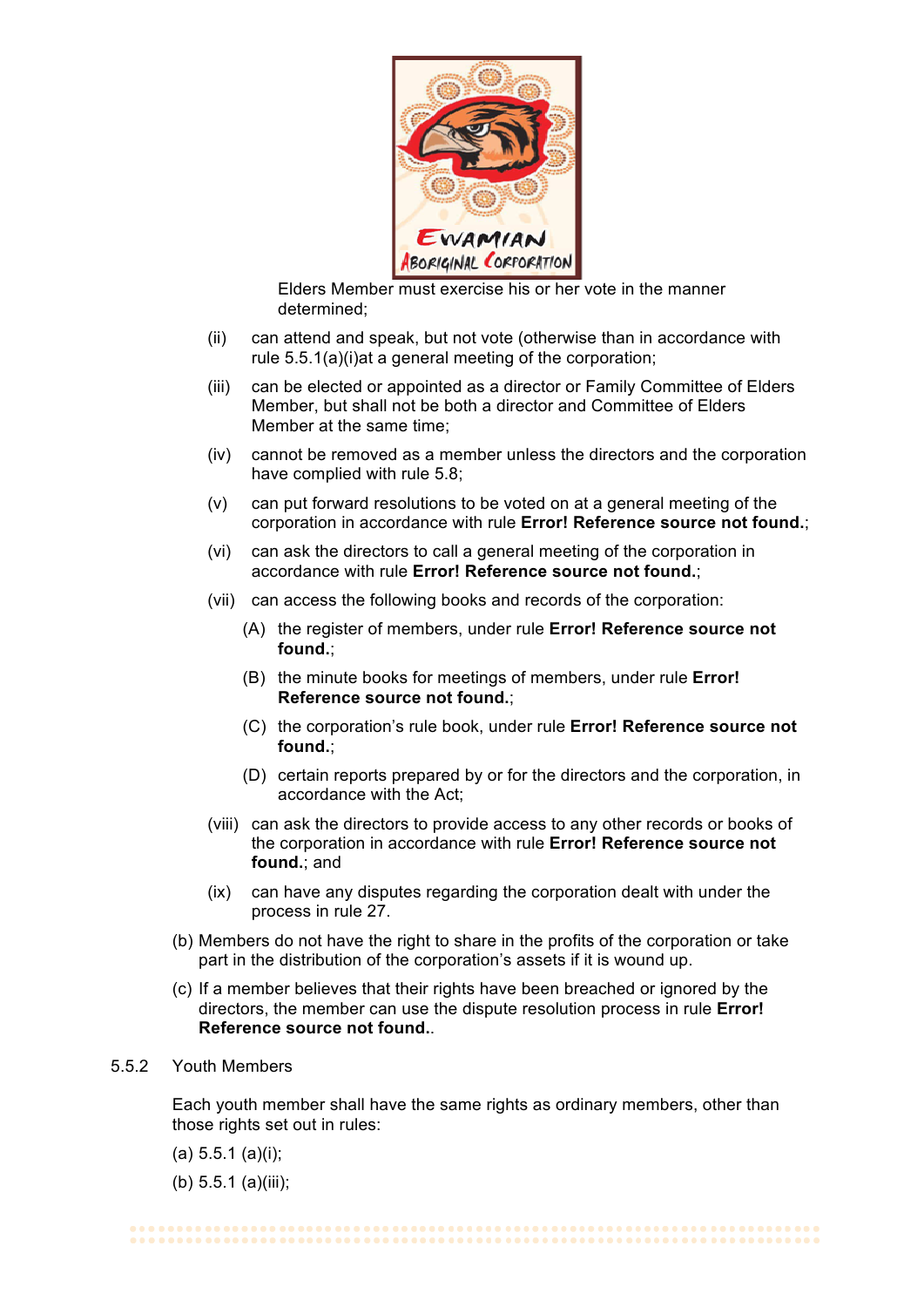Elders Member must exercise his or her vote in the manner determined;

(ii) can attend and speak, but not vote (otherwise than in accordance with rule 5.5.1(a)(i)at a general meeting of the corporation;

(iii) can be elected or appointed as a director or Family Committee of Elders Member, but shall not be both a director and Committee of Elders Member at the same time;

(iv) cannot be removed as a member unless the directors and the corporation have complied with rule 5.8;

(v) can put forward resolutions to be voted on at a general meeting of the corporation in accordance with rule **Error! Reference source not found.**;

(vi) can ask the directors to call a general meeting of the corporation in accordance with rule **Error! Reference source not found.**;

(vii) can access the following books and records of the corporation:

(A) the register of members, under rule **Error! Reference source not found.**;

(B) the minute books for meetings of members, under rule **Error! Reference source not found.**;

(C) the corporation's rule book, under rule **Error! Reference source not found.**;

(D) certain reports prepared by or for the directors and the corporation, in accordance with the Act;

(viii) can ask the directors to provide access to any other records or books of the corporation in accordance with rule **Error! Reference source not found.**; and

(ix) can have any disputes regarding the corporation dealt with under the process in rule 27.

(b) Members do not have the right to share in the profits of the corporation or take part in the distribution of the corporation's assets if it is wound up.

(c) If a member believes that their rights have been breached or ignored by the directors, the member can use the dispute resolution process in rule **Error! Reference source not found.**.

5.5.2 Youth Members

Each youth member shall have the same rights as ordinary members, other than those rights set out in rules:

(a) 5.5.1 (a)(i);

(b) 5.5.1 (a)(iii);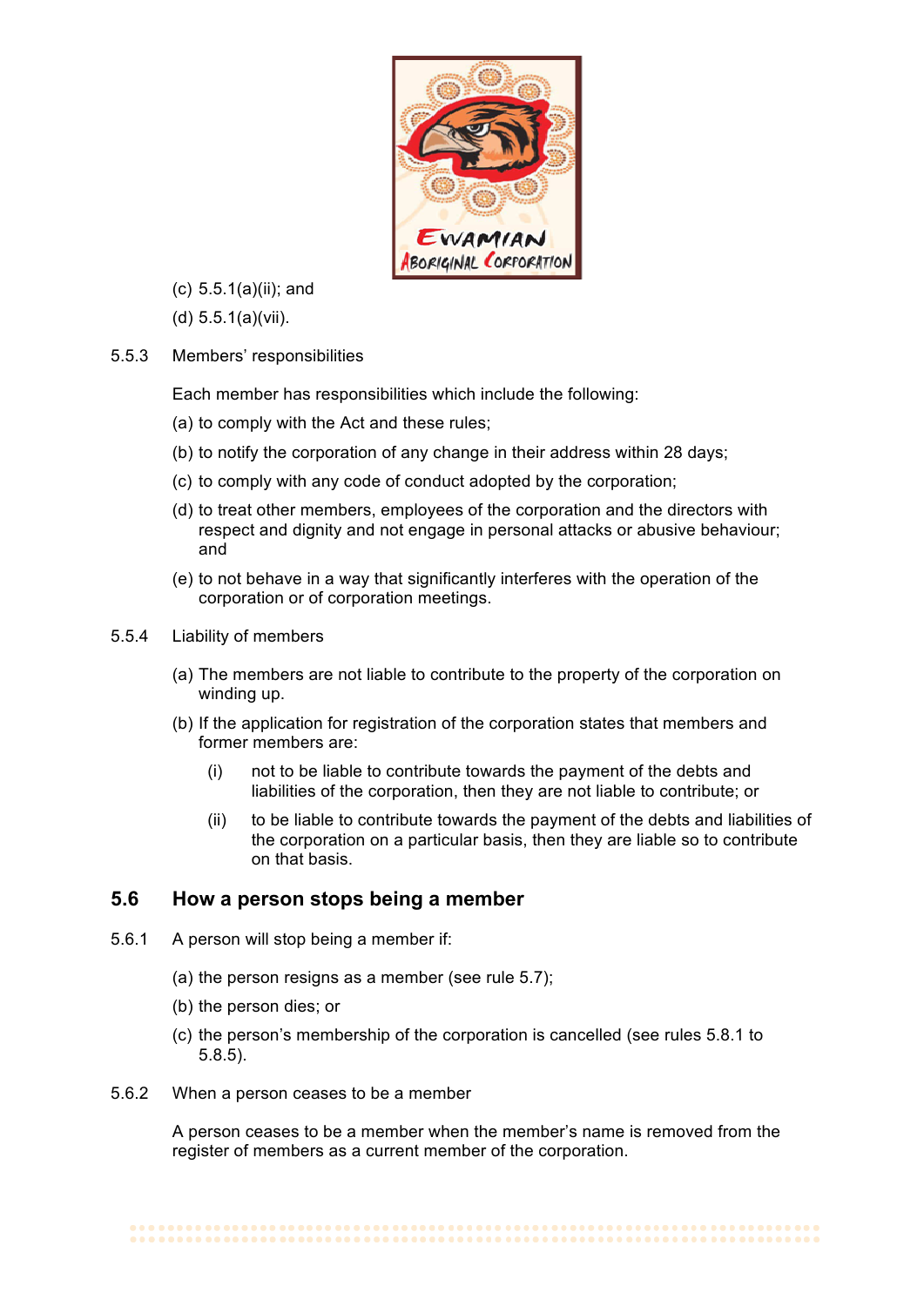(c) 5.5.1(a)(ii); and

(d) 5.5.1(a)(vii).

5.5.3 Members' responsibilities

Each member has responsibilities which include the following:

(a) to comply with the Act and these rules;

(b) to notify the corporation of any change in their address within 28 days;

(c) to comply with any code of conduct adopted by the corporation;

(d) to treat other members, employees of the corporation and the directors with respect and dignity and not engage in personal attacks or abusive behaviour; and

(e) to not behave in a way that significantly interferes with the operation of the corporation or of corporation meetings.

5.5.4 Liability of members

(a) The members are not liable to contribute to the property of the corporation on winding up.

(b) If the application for registration of the corporation states that members and former members are:

(i) not to be liable to contribute towards the payment of the debts and liabilities of the corporation, then they are not liable to contribute; or

(ii) to be liable to contribute towards the payment of the debts and liabilities of the corporation on a particular basis, then they are liable so to contribute on that basis.

## 5.6 How a person stops being a member

5.6.1 A person will stop being a member if:

(a) the person resigns as a member (see rule 5.7);

(b) the person dies; or

(c) the person's membership of the corporation is cancelled (see rules 5.8.1 to 5.8.5).

5.6.2 When a person ceases to be a member

A person ceases to be a member when the member's name is removed from the register of members as a current member of the corporation.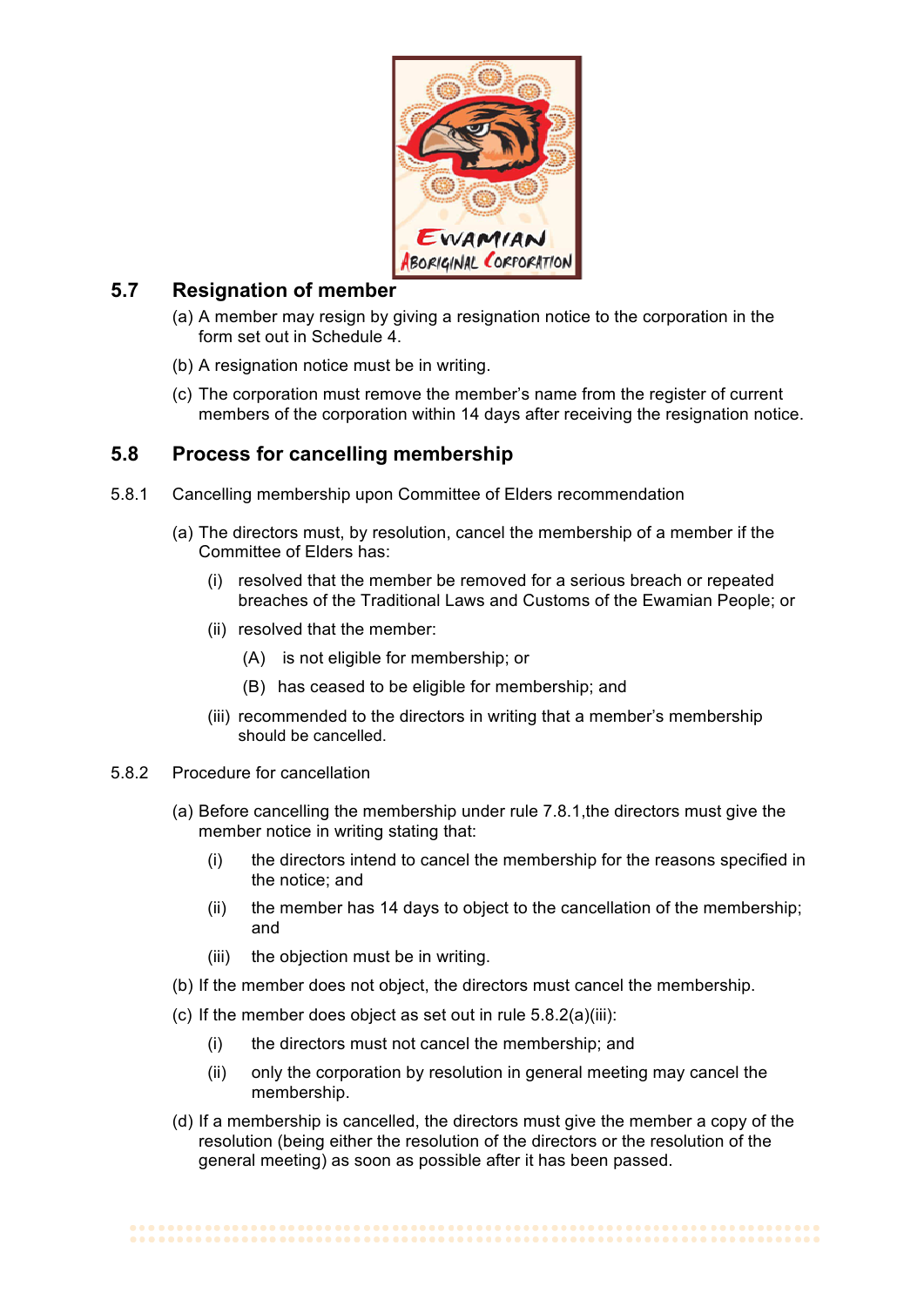## 5.7 Resignation of member

(a) A member may resign by giving a resignation notice to the corporation in the form set out in Schedule 4.

(b) A resignation notice must be in writing.

(c) The corporation must remove the member's name from the register of current members of the corporation within 14 days after receiving the resignation notice.

## 5.8 Process for cancelling membership

5.8.1 Cancelling membership upon Committee of Elders recommendation

(a) The directors must, by resolution, cancel the membership of a member if the Committee of Elders has:

- (i) resolved that the member be removed for a serious breach or repeated breaches of the Traditional Laws and Customs of the Ewamian People; or
- (ii) resolved that the member:
  - (A) is not eligible for membership; or
  - (B) has ceased to be eligible for membership; and
- (iii) recommended to the directors in writing that a member's membership should be cancelled.

5.8.2 Procedure for cancellation

(a) Before cancelling the membership under rule 7.8.1,the directors must give the member notice in writing stating that:

- (i) the directors intend to cancel the membership for the reasons specified in the notice; and
- (ii) the member has 14 days to object to the cancellation of the membership; and
- (iii) the objection must be in writing.

(b) If the member does not object, the directors must cancel the membership.

(c) If the member does object as set out in rule 5.8.2(a)(iii):

- (i) the directors must not cancel the membership; and
- (ii) only the corporation by resolution in general meeting may cancel the membership.

(d) If a membership is cancelled, the directors must give the member a copy of the resolution (being either the resolution of the directors or the resolution of the general meeting) as soon as possible after it has been passed.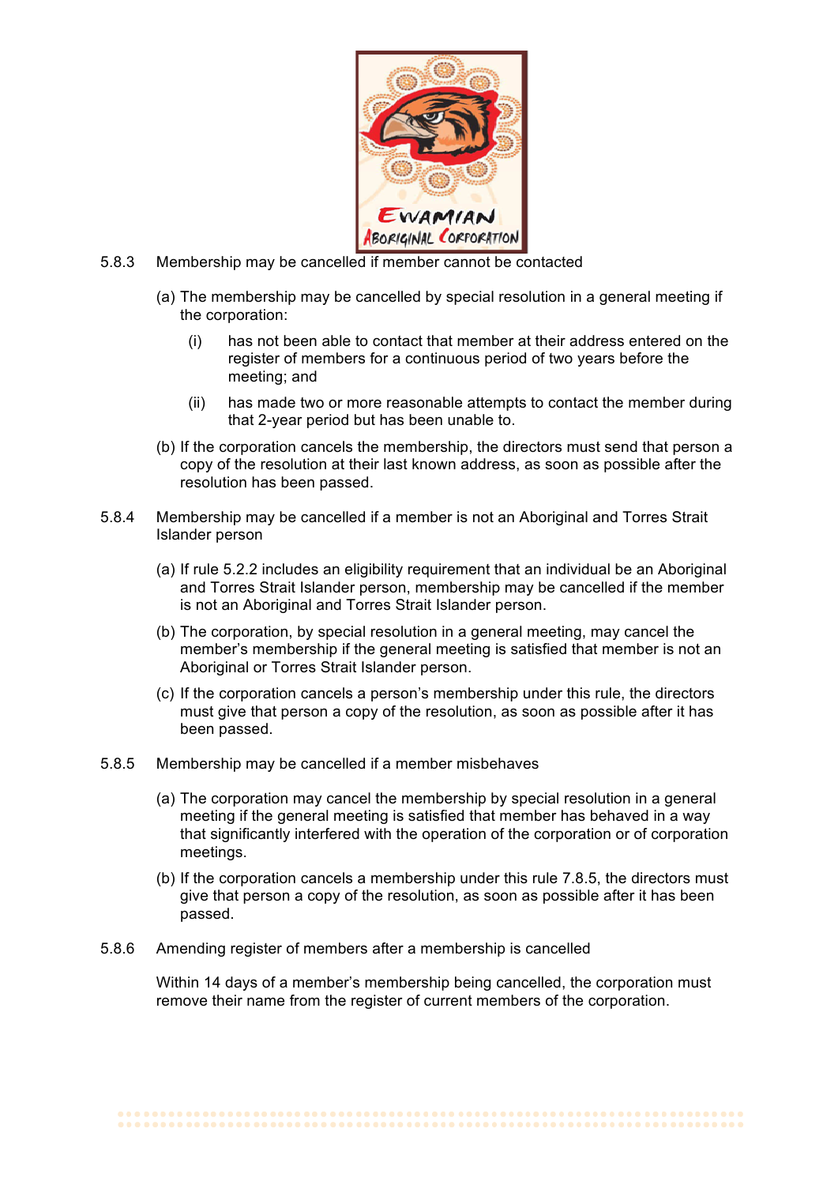5.8.3 Membership may be cancelled if member cannot be contacted

(a) The membership may be cancelled by special resolution in a general meeting if the corporation:

(i) has not been able to contact that member at their address entered on the register of members for a continuous period of two years before the meeting; and

(ii) has made two or more reasonable attempts to contact the member during that 2-year period but has been unable to.

(b) If the corporation cancels the membership, the directors must send that person a copy of the resolution at their last known address, as soon as possible after the resolution has been passed.

5.8.4 Membership may be cancelled if a member is not an Aboriginal and Torres Strait Islander person

(a) If rule 5.2.2 includes an eligibility requirement that an individual be an Aboriginal and Torres Strait Islander person, membership may be cancelled if the member is not an Aboriginal and Torres Strait Islander person.

(b) The corporation, by special resolution in a general meeting, may cancel the member's membership if the general meeting is satisfied that member is not an Aboriginal or Torres Strait Islander person.

(c) If the corporation cancels a person's membership under this rule, the directors must give that person a copy of the resolution, as soon as possible after it has been passed.

5.8.5 Membership may be cancelled if a member misbehaves

(a) The corporation may cancel the membership by special resolution in a general meeting if the general meeting is satisfied that member has behaved in a way that significantly interfered with the operation of the corporation or of corporation meetings.

(b) If the corporation cancels a membership under this rule 7.8.5, the directors must give that person a copy of the resolution, as soon as possible after it has been passed.

5.8.6 Amending register of members after a membership is cancelled

Within 14 days of a member's membership being cancelled, the corporation must remove their name from the register of current members of the corporation.